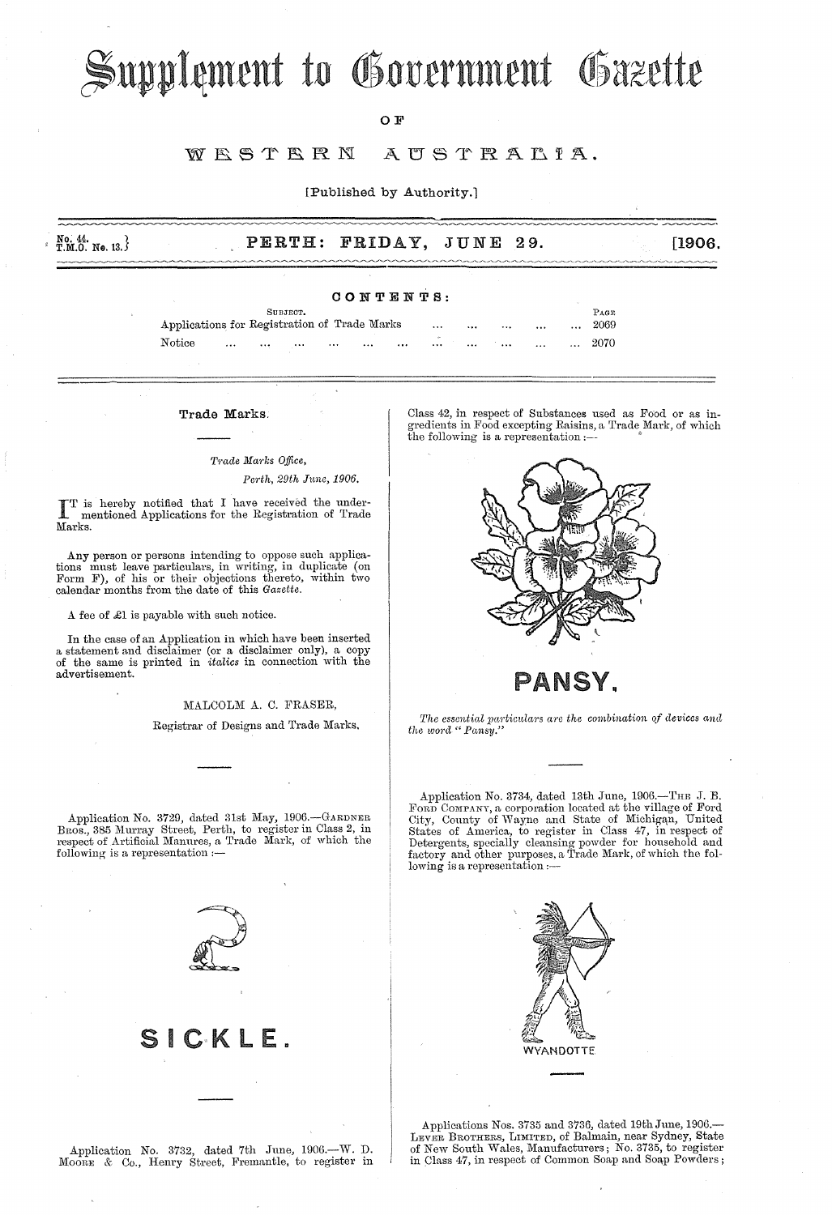# Supplement to Government Gazette

OF

# WESTERN AUSTRALIA.

[Published by Authority.]

No. 44.
T.M.O. No. 13.

**PERTH: FRIDAY, JUNE 29.** [1906.

## CONTENTS:

| SUBJECT. | PAGE |
|---|---|
| Applications for Registration of Trade Marks ... ... ... ... ... | 2069 |
| Notice ... ... ... ... ... ... ... ... ... ... ... | 2070 |

## Trade Marks.

*Trade Marks Office,*
*Perth, 29th June, 1906.*

IT is hereby notified that I have received the under-mentioned Applications for the Registration of Trade Marks.

Any person or persons intending to oppose such applications must leave particulars, in writing, in duplicate (on Form F), of his or their objections thereto, within two calendar months from the date of this *Gazette.*

A fee of £1 is payable with such notice.

In the case of an Application in which have been inserted a statement and disclaimer (or a disclaimer only), a copy of the same is printed in *italics* in connection with the advertisement.

MALCOLM A. C. FRASER,
Registrar of Designs and Trade Marks.

---

Application No. 3729, dated 31st May, 1906.—GARDNER BROS., 385 Murray Street, Perth, to register in Class 2, in respect of Artificial Manures, a Trade Mark, of which the following is a representation :—

SICKLE.

---

Application No. 3732, dated 7th June, 1906.—W. D. MOORE & Co., Henry Street, Fremantle, to register in Class 42, in respect of Substances used as Food or as ingredients in Food excepting Raisins, a Trade Mark, of which the following is a representation :—

PANSY.

*The essential particulars are the combination of devices and the word "Pansy."*

---

Application No. 3734, dated 13th June, 1906.—THE J. B. FORD COMPANY, a corporation located at the village of Ford City, County of Wayne and State of Michigan, United States of America, to register in Class 47, in respect of Detergents, specially cleansing powder for household and factory and other purposes, a Trade Mark, of which the following is a representation :—

WYANDOTTE

---

Applications Nos. 3735 and 3736, dated 19th June, 1906.—LEVER BROTHERS, LIMITED, of Balmain, near Sydney, State of New South Wales, Manufacturers; No. 3735, to register in Class 47, in respect of Common Soap and Soap Powders;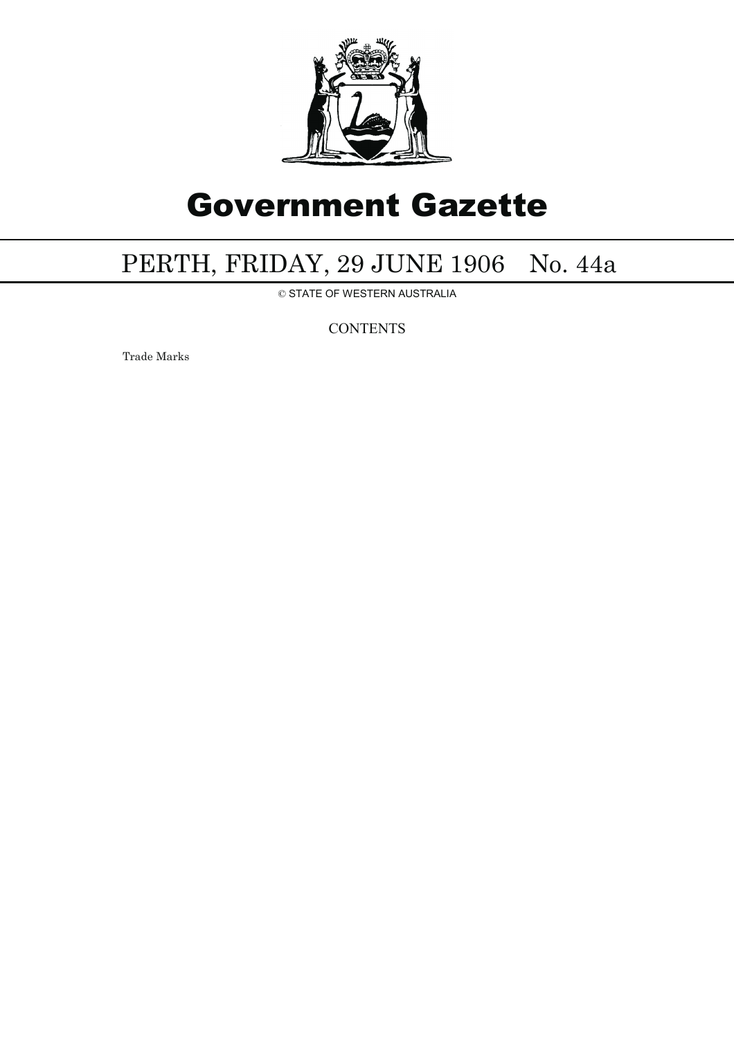# Government Gazette

## PERTH, FRIDAY, 29 JUNE 1906 No. 44a

© STATE OF WESTERN AUSTRALIA

CONTENTS

Trade Marks